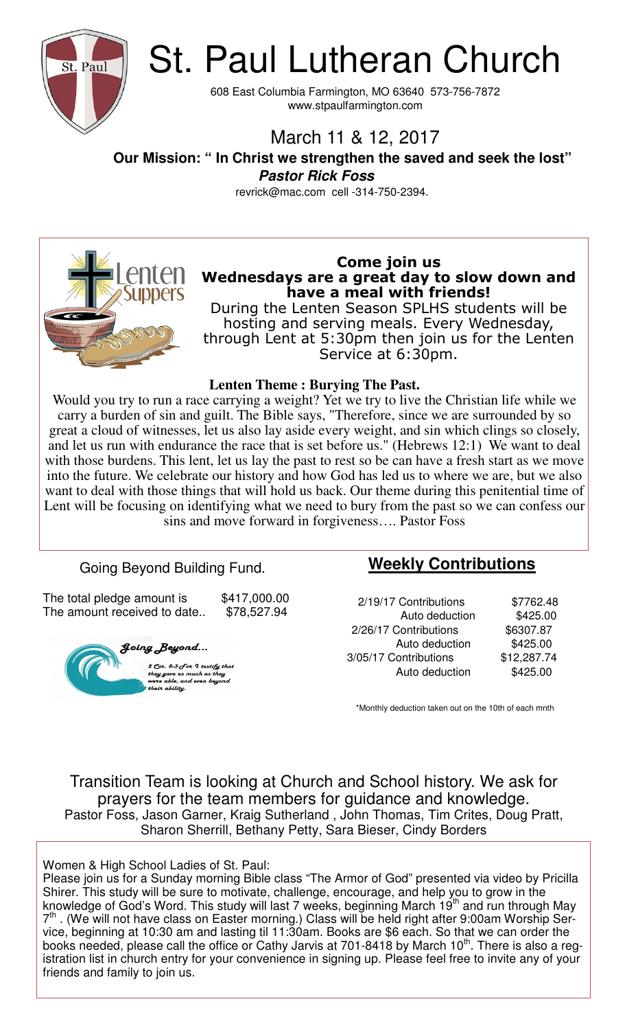# St. Paul Lutheran Church

608 East Columbia Farmington, MO 63640 573-756-7872
www.stpaulfarmington.com

## March 11 & 12, 2017

**Our Mission: " In Christ we strengthen the saved and seek the lost"**

***Pastor Rick Foss***

revrick@mac.com cell -314-750-2394.

**Come join us**
**Wednesdays are a great day to slow down and have a meal with friends!**

During the Lenten Season SPLHS students will be hosting and serving meals. Every Wednesday, through Lent at 5:30pm then join us for the Lenten Service at 6:30pm.

**Lenten Theme : Burying The Past.**

Would you try to run a race carrying a weight? Yet we try to live the Christian life while we carry a burden of sin and guilt. The Bible says, "Therefore, since we are surrounded by so great a cloud of witnesses, let us also lay aside every weight, and sin which clings so closely, and let us run with endurance the race that is set before us." (Hebrews 12:1) We want to deal with those burdens. This lent, let us lay the past to rest so be can have a fresh start as we move into the future. We celebrate our history and how God has led us to where we are, but we also want to deal with those things that will hold us back. Our theme during this penitential time of Lent will be focusing on identifying what we need to bury from the past so we can confess our sins and move forward in forgiveness…. Pastor Foss

Going Beyond Building Fund.

| | |
|---|---|
| The total pledge amount is | $417,000.00 |
| The amount received to date.. | $78,527.94 |

*Going Beyond…*

*2 Cor. 8:3 For I testify that they gave as much as they were able, and even beyond their ability.*

## Weekly Contributions

| | |
|---|---|
| 2/19/17 Contributions | $7762.48 |
| Auto deduction | $425.00 |
| 2/26/17 Contributions | $6307.87 |
| Auto deduction | $425.00 |
| 3/05/17 Contributions | $12,287.74 |
| Auto deduction | $425.00 |

*Monthly deduction taken out on the 10th of each mnth

Transition Team is looking at Church and School history. We ask for prayers for the team members for guidance and knowledge.
Pastor Foss, Jason Garner, Kraig Sutherland , John Thomas, Tim Crites, Doug Pratt, Sharon Sherrill, Bethany Petty, Sara Bieser, Cindy Borders

Women & High School Ladies of St. Paul:
Please join us for a Sunday morning Bible class "The Armor of God" presented via video by Pricilla Shirer. This study will be sure to motivate, challenge, encourage, and help you to grow in the knowledge of God's Word. This study will last 7 weeks, beginning March 19th and run through May 7th . (We will not have class on Easter morning.) Class will be held right after 9:00am Worship Service, beginning at 10:30 am and lasting til 11:30am. Books are $6 each. So that we can order the books needed, please call the office or Cathy Jarvis at 701-8418 by March 10th. There is also a registration list in church entry for your convenience in signing up. Please feel free to invite any of your friends and family to join us.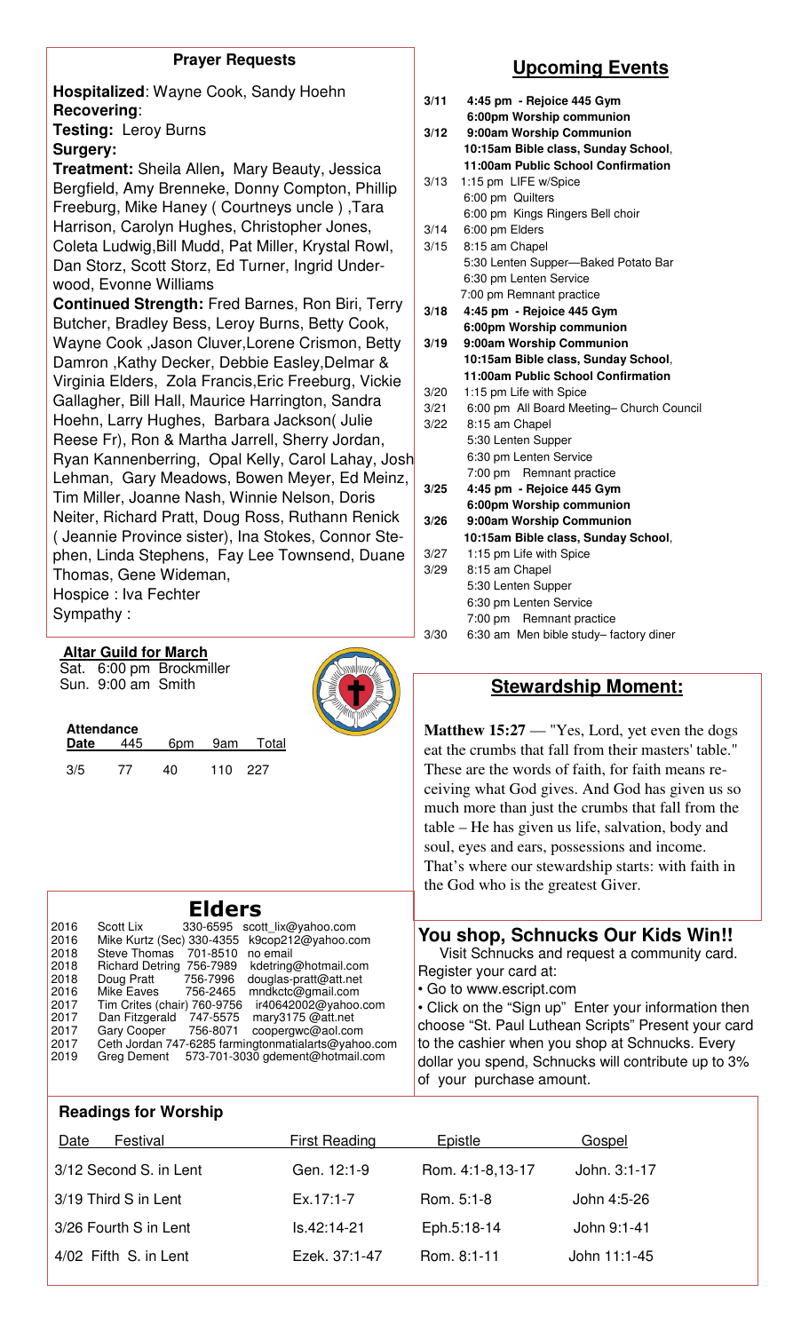## Prayer Requests

**Hospitalized**: Wayne Cook, Sandy Hoehn

**Recovering**:

**Testing:** Leroy Burns

**Surgery:**

**Treatment:** Sheila Allen**,** Mary Beauty, Jessica Bergfield, Amy Brenneke, Donny Compton, Phillip Freeburg, Mike Haney ( Courtneys uncle ) ,Tara Harrison, Carolyn Hughes, Christopher Jones, Coleta Ludwig,Bill Mudd, Pat Miller, Krystal Rowl, Dan Storz, Scott Storz, Ed Turner, Ingrid Underwood, Evonne Williams

**Continued Strength:** Fred Barnes, Ron Biri, Terry Butcher, Bradley Bess, Leroy Burns, Betty Cook, Wayne Cook ,Jason Cluver,Lorene Crismon, Betty Damron ,Kathy Decker, Debbie Easley,Delmar & Virginia Elders, Zola Francis,Eric Freeburg, Vickie Gallagher, Bill Hall, Maurice Harrington, Sandra Hoehn, Larry Hughes, Barbara Jackson( Julie Reese Fr), Ron & Martha Jarrell, Sherry Jordan, Ryan Kannenberring, Opal Kelly, Carol Lahay, Josh Lehman, Gary Meadows, Bowen Meyer, Ed Meinz, Tim Miller, Joanne Nash, Winnie Nelson, Doris Neiter, Richard Pratt, Doug Ross, Ruthann Renick ( Jeannie Province sister), Ina Stokes, Connor Stephen, Linda Stephens, Fay Lee Townsend, Duane Thomas, Gene Wideman,

Hospice : Iva Fechter

Sympathy :

**Altar Guild for March**

Sat. 6:00 pm Brockmiller
Sun. 9:00 am Smith

**Attendance**

| Date | 445 | 6pm | 9am | Total |
|---|---|---|---|---|
| 3/5 | 77 | 40 | 110 | 227 |

## Elders

| | | | |
|---|---|---|---|
| 2016 | Scott Lix | 330-6595 | scott_lix@yahoo.com |
| 2016 | Mike Kurtz (Sec) | 330-4355 | k9cop212@yahoo.com |
| 2018 | Steve Thomas | 701-8510 | no email |
| 2018 | Richard Detring | 756-7989 | kdetring@hotmail.com |
| 2018 | Doug Pratt | 756-7996 | douglas-pratt@att.net |
| 2016 | Mike Eaves | 756-2465 | mndkctc@gmail.com |
| 2017 | Tim Crites (chair) | 760-9756 | ir40642002@yahoo.com |
| 2017 | Dan Fitzgerald | 747-5575 | mary3175 @att.net |
| 2017 | Gary Cooper | 756-8071 | coopergwc@aol.com |
| 2017 | Ceth Jordan | 747-6285 | farmingtonmatialarts@yahoo.com |
| 2019 | Greg Dement | 573-701-3030 | gdement@hotmail.com |

## Upcoming Events

**3/11** **4:45 pm - Rejoice 445 Gym**
**6:00pm Worship communion**

**3/12** **9:00am Worship Communion**
**10:15am Bible class, Sunday School**,
**11:00am Public School Confirmation**

3/13 1:15 pm LIFE w/Spice
6:00 pm Quilters
6:00 pm Kings Ringers Bell choir

3/14 6:00 pm Elders

3/15 8:15 am Chapel
5:30 Lenten Supper—Baked Potato Bar
6:30 pm Lenten Service
7:00 pm Remnant practice

**3/18** **4:45 pm - Rejoice 445 Gym**
**6:00pm Worship communion**

**3/19** **9:00am Worship Communion**
**10:15am Bible class, Sunday School**,
**11:00am Public School Confirmation**

3/20 1:15 pm Life with Spice

3/21 6:00 pm All Board Meeting– Church Council

3/22 8:15 am Chapel
5:30 Lenten Supper
6:30 pm Lenten Service
7:00 pm Remnant practice

**3/25** **4:45 pm - Rejoice 445 Gym**
**6:00pm Worship communion**

**3/26** **9:00am Worship Communion**
**10:15am Bible class, Sunday School**,

3/27 1:15 pm Life with Spice

3/29 8:15 am Chapel
5:30 Lenten Supper
6:30 pm Lenten Service
7:00 pm Remnant practice

3/30 6:30 am Men bible study– factory diner

## Stewardship Moment:

**Matthew 15:27** — "Yes, Lord, yet even the dogs eat the crumbs that fall from their masters' table." These are the words of faith, for faith means receiving what God gives. And God has given us so much more than just the crumbs that fall from the table – He has given us life, salvation, body and soul, eyes and ears, possessions and income. That's where our stewardship starts: with faith in the God who is the greatest Giver.

## You shop, Schnucks Our Kids Win!!

Visit Schnucks and request a community card. Register your card at:

- Go to www.escript.com
- Click on the "Sign up" Enter your information then choose "St. Paul Lutheran Scripts" Present your card to the cashier when you shop at Schnucks. Every dollar you spend, Schnucks will contribute up to 3% of your purchase amount.

## Readings for Worship

| Date Festival | First Reading | Epistle | Gospel |
|---|---|---|---|
| 3/12 Second S. in Lent | Gen. 12:1-9 | Rom. 4:1-8,13-17 | John. 3:1-17 |
| 3/19 Third S in Lent | Ex.17:1-7 | Rom. 5:1-8 | John 4:5-26 |
| 3/26 Fourth S in Lent | Is.42:14-21 | Eph.5:18-14 | John 9:1-41 |
| 4/02 Fifth S. in Lent | Ezek. 37:1-47 | Rom. 8:1-11 | John 11:1-45 |